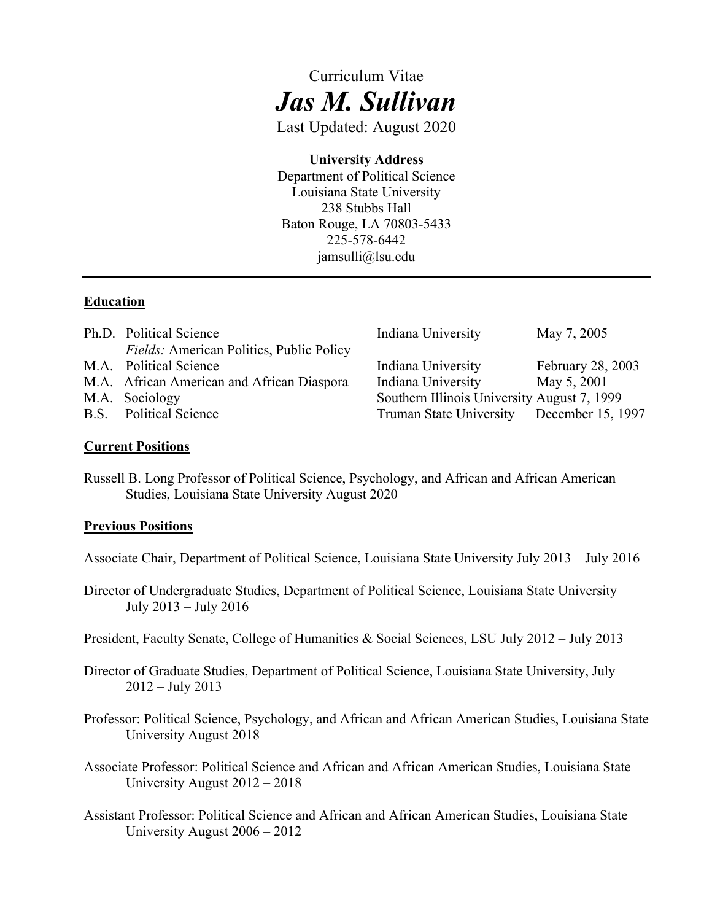Curriculum Vitae

# *Jas M. Sullivan*

Last Updated: August 2020

**University Address**
Department of Political Science
Louisiana State University
238 Stubbs Hall
Baton Rouge, LA 70803-5433
225-578-6442
jamsulli@lsu.edu

---

## <u>Education</u>

| Degree | Field | Institution | Date |
|---|---|---|---|
| Ph.D. | Political Science<br>*Fields:* American Politics, Public Policy | Indiana University | May 7, 2005 |
| M.A. | Political Science | Indiana University | February 28, 2003 |
| M.A. | African American and African Diaspora | Indiana University | May 5, 2001 |
| M.A. | Sociology | Southern Illinois University | August 7, 1999 |
| B.S. | Political Science | Truman State University | December 15, 1997 |

## <u>Current Positions</u>

Russell B. Long Professor of Political Science, Psychology, and African and African American Studies, Louisiana State University August 2020 –

## <u>Previous Positions</u>

Associate Chair, Department of Political Science, Louisiana State University July 2013 – July 2016

Director of Undergraduate Studies, Department of Political Science, Louisiana State University July 2013 – July 2016

President, Faculty Senate, College of Humanities & Social Sciences, LSU July 2012 – July 2013

Director of Graduate Studies, Department of Political Science, Louisiana State University, July 2012 – July 2013

Professor: Political Science, Psychology, and African and African American Studies, Louisiana State University August 2018 –

Associate Professor: Political Science and African and African American Studies, Louisiana State University August 2012 – 2018

Assistant Professor: Political Science and African and African American Studies, Louisiana State University August 2006 – 2012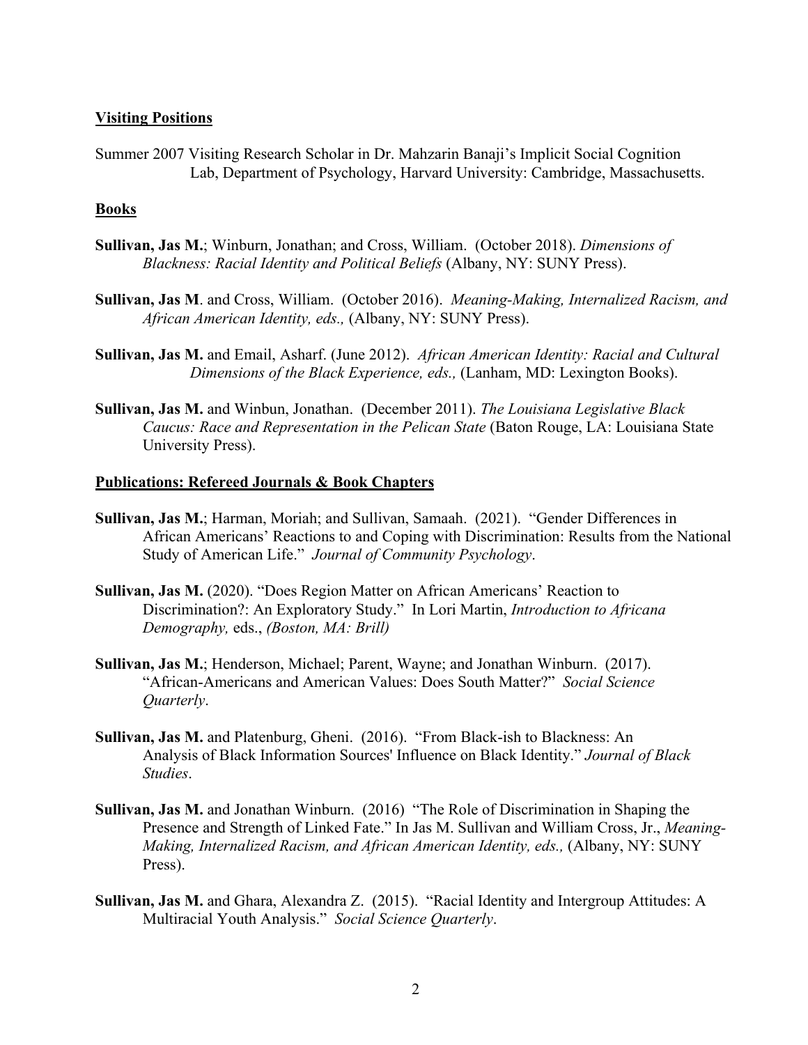## Visiting Positions

Summer 2007 Visiting Research Scholar in Dr. Mahzarin Banaji's Implicit Social Cognition Lab, Department of Psychology, Harvard University: Cambridge, Massachusetts.

## Books

**Sullivan, Jas M.**; Winburn, Jonathan; and Cross, William. (October 2018). *Dimensions of Blackness: Racial Identity and Political Beliefs* (Albany, NY: SUNY Press).

**Sullivan, Jas M**. and Cross, William. (October 2016). *Meaning-Making, Internalized Racism, and African American Identity, eds.,* (Albany, NY: SUNY Press).

**Sullivan, Jas M.** and Email, Asharf. (June 2012). *African American Identity: Racial and Cultural Dimensions of the Black Experience, eds.,* (Lanham, MD: Lexington Books).

**Sullivan, Jas M.** and Winbun, Jonathan. (December 2011). *The Louisiana Legislative Black Caucus: Race and Representation in the Pelican State* (Baton Rouge, LA: Louisiana State University Press).

## Publications: Refereed Journals & Book Chapters

**Sullivan, Jas M.**; Harman, Moriah; and Sullivan, Samaah. (2021). "Gender Differences in African Americans' Reactions to and Coping with Discrimination: Results from the National Study of American Life." *Journal of Community Psychology*.

**Sullivan, Jas M.** (2020). "Does Region Matter on African Americans' Reaction to Discrimination?: An Exploratory Study." In Lori Martin, *Introduction to Africana Demography,* eds., *(Boston, MA: Brill)*

**Sullivan, Jas M.**; Henderson, Michael; Parent, Wayne; and Jonathan Winburn. (2017). "African-Americans and American Values: Does South Matter?" *Social Science Quarterly*.

**Sullivan, Jas M.** and Platenburg, Gheni. (2016). "From Black-ish to Blackness: An Analysis of Black Information Sources' Influence on Black Identity." *Journal of Black Studies*.

**Sullivan, Jas M.** and Jonathan Winburn. (2016) "The Role of Discrimination in Shaping the Presence and Strength of Linked Fate." In Jas M. Sullivan and William Cross, Jr., *Meaning-Making, Internalized Racism, and African American Identity, eds.,* (Albany, NY: SUNY Press).

**Sullivan, Jas M.** and Ghara, Alexandra Z. (2015). "Racial Identity and Intergroup Attitudes: A Multiracial Youth Analysis." *Social Science Quarterly*.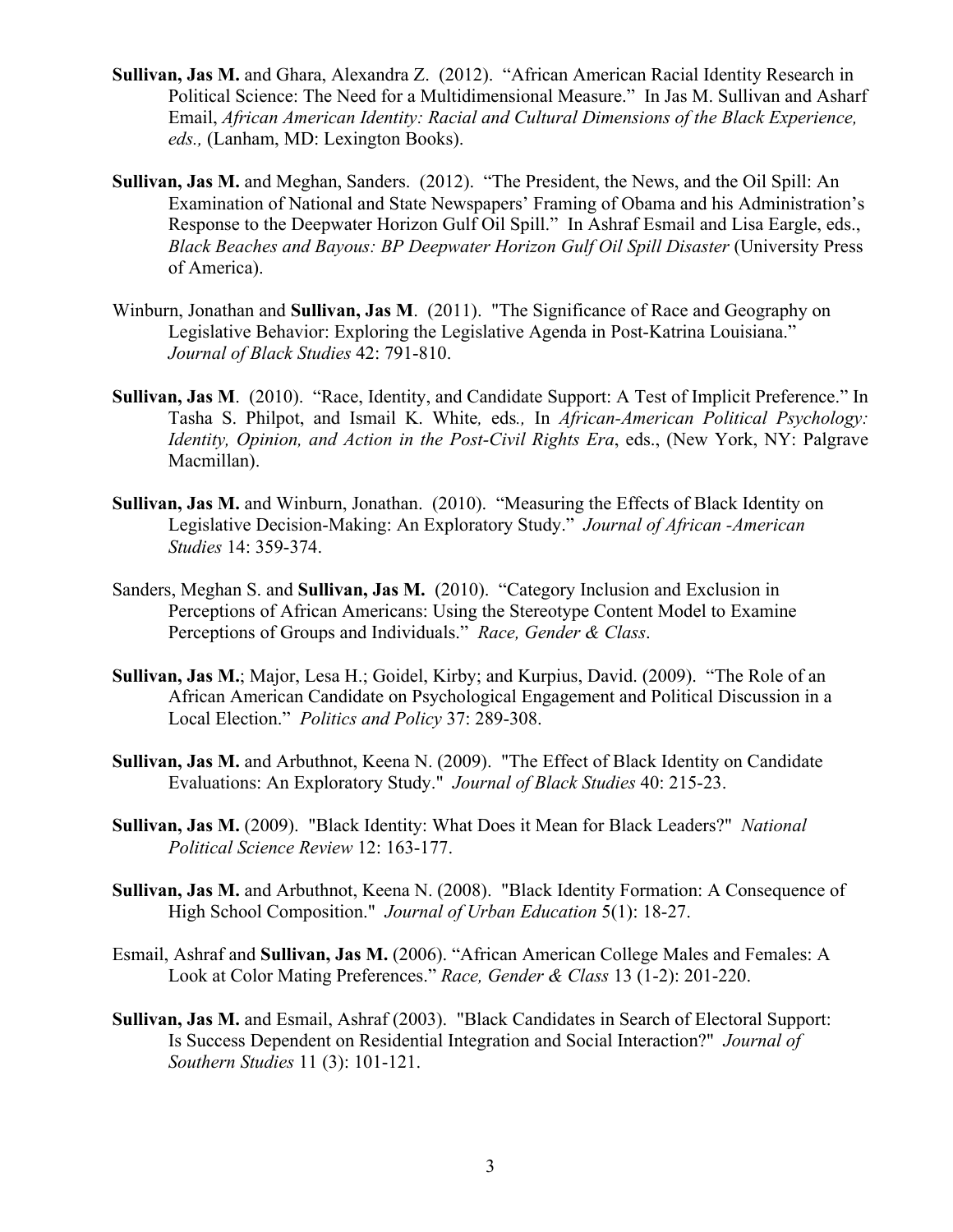**Sullivan, Jas M.** and Ghara, Alexandra Z. (2012). "African American Racial Identity Research in Political Science: The Need for a Multidimensional Measure." In Jas M. Sullivan and Asharf Email, *African American Identity: Racial and Cultural Dimensions of the Black Experience, eds.,* (Lanham, MD: Lexington Books).

**Sullivan, Jas M.** and Meghan, Sanders. (2012). "The President, the News, and the Oil Spill: An Examination of National and State Newspapers' Framing of Obama and his Administration's Response to the Deepwater Horizon Gulf Oil Spill." In Ashraf Esmail and Lisa Eargle, eds., *Black Beaches and Bayous: BP Deepwater Horizon Gulf Oil Spill Disaster* (University Press of America).

Winburn, Jonathan and **Sullivan, Jas M**. (2011). "The Significance of Race and Geography on Legislative Behavior: Exploring the Legislative Agenda in Post-Katrina Louisiana." *Journal of Black Studies* 42: 791-810.

**Sullivan, Jas M**. (2010). "Race, Identity, and Candidate Support: A Test of Implicit Preference." In Tasha S. Philpot, and Ismail K. White*,* eds*.,* In *African-American Political Psychology: Identity, Opinion, and Action in the Post-Civil Rights Era*, eds., (New York, NY: Palgrave Macmillan).

**Sullivan, Jas M.** and Winburn, Jonathan. (2010). "Measuring the Effects of Black Identity on Legislative Decision-Making: An Exploratory Study." *Journal of African -American Studies* 14: 359-374.

Sanders, Meghan S. and **Sullivan, Jas M.** (2010). "Category Inclusion and Exclusion in Perceptions of African Americans: Using the Stereotype Content Model to Examine Perceptions of Groups and Individuals." *Race, Gender & Class*.

**Sullivan, Jas M.**; Major, Lesa H.; Goidel, Kirby; and Kurpius, David. (2009). "The Role of an African American Candidate on Psychological Engagement and Political Discussion in a Local Election." *Politics and Policy* 37: 289-308.

**Sullivan, Jas M.** and Arbuthnot, Keena N. (2009). "The Effect of Black Identity on Candidate Evaluations: An Exploratory Study." *Journal of Black Studies* 40: 215-23.

**Sullivan, Jas M.** (2009). "Black Identity: What Does it Mean for Black Leaders?" *National Political Science Review* 12: 163-177.

**Sullivan, Jas M.** and Arbuthnot, Keena N. (2008). "Black Identity Formation: A Consequence of High School Composition." *Journal of Urban Education* 5(1): 18-27.

Esmail, Ashraf and **Sullivan, Jas M.** (2006). "African American College Males and Females: A Look at Color Mating Preferences." *Race, Gender & Class* 13 (1-2): 201-220.

**Sullivan, Jas M.** and Esmail, Ashraf (2003). "Black Candidates in Search of Electoral Support: Is Success Dependent on Residential Integration and Social Interaction?" *Journal of Southern Studies* 11 (3): 101-121.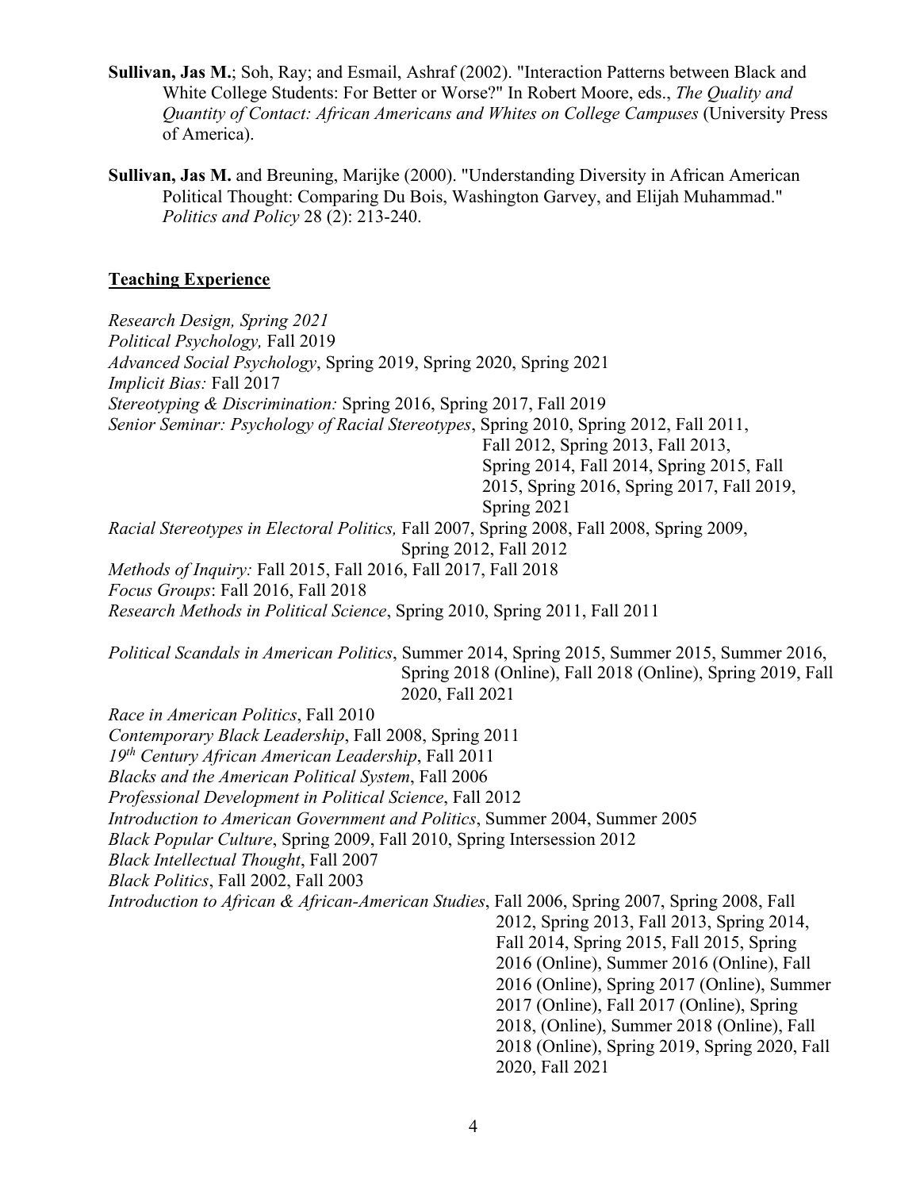**Sullivan, Jas M.**; Soh, Ray; and Esmail, Ashraf (2002). "Interaction Patterns between Black and White College Students: For Better or Worse?" In Robert Moore, eds., *The Quality and Quantity of Contact: African Americans and Whites on College Campuses* (University Press of America).

**Sullivan, Jas M.** and Breuning, Marijke (2000). "Understanding Diversity in African American Political Thought: Comparing Du Bois, Washington Garvey, and Elijah Muhammad." *Politics and Policy* 28 (2): 213-240.

## Teaching Experience

*Research Design, Spring 2021*
*Political Psychology,* Fall 2019
*Advanced Social Psychology*, Spring 2019, Spring 2020, Spring 2021
*Implicit Bias:* Fall 2017
*Stereotyping & Discrimination:* Spring 2016, Spring 2017, Fall 2019
*Senior Seminar: Psychology of Racial Stereotypes*, Spring 2010, Spring 2012, Fall 2011, Fall 2012, Spring 2013, Fall 2013, Spring 2014, Fall 2014, Spring 2015, Fall 2015, Spring 2016, Spring 2017, Fall 2019, Spring 2021
*Racial Stereotypes in Electoral Politics,* Fall 2007, Spring 2008, Fall 2008, Spring 2009, Spring 2012, Fall 2012
*Methods of Inquiry:* Fall 2015, Fall 2016, Fall 2017, Fall 2018
*Focus Groups*: Fall 2016, Fall 2018
*Research Methods in Political Science*, Spring 2010, Spring 2011, Fall 2011

*Political Scandals in American Politics*, Summer 2014, Spring 2015, Summer 2015, Summer 2016, Spring 2018 (Online), Fall 2018 (Online), Spring 2019, Fall 2020, Fall 2021
*Race in American Politics*, Fall 2010
*Contemporary Black Leadership*, Fall 2008, Spring 2011
*19th Century African American Leadership*, Fall 2011
*Blacks and the American Political System*, Fall 2006
*Professional Development in Political Science*, Fall 2012
*Introduction to American Government and Politics*, Summer 2004, Summer 2005
*Black Popular Culture*, Spring 2009, Fall 2010, Spring Intersession 2012
*Black Intellectual Thought*, Fall 2007
*Black Politics*, Fall 2002, Fall 2003
*Introduction to African & African-American Studies*, Fall 2006, Spring 2007, Spring 2008, Fall 2012, Spring 2013, Fall 2013, Spring 2014, Fall 2014, Spring 2015, Fall 2015, Spring 2016 (Online), Summer 2016 (Online), Fall 2016 (Online), Spring 2017 (Online), Summer 2017 (Online), Fall 2017 (Online), Spring 2018, (Online), Summer 2018 (Online), Fall 2018 (Online), Spring 2019, Spring 2020, Fall 2020, Fall 2021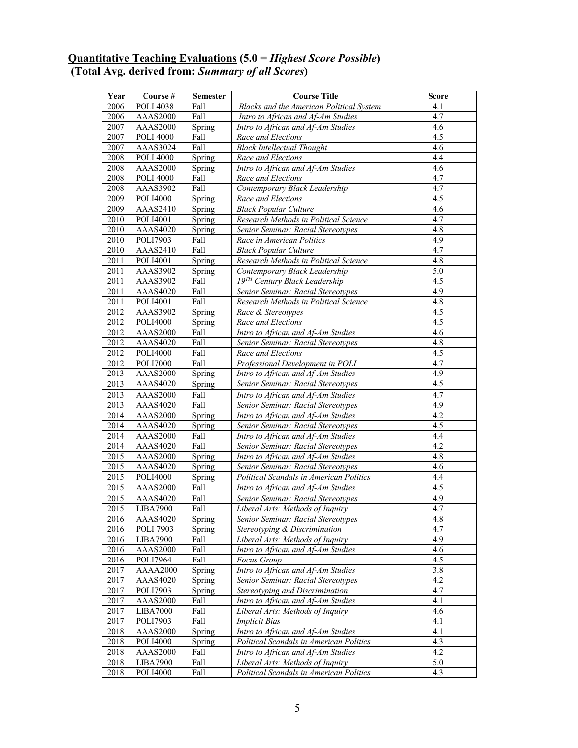**Quantitative Teaching Evaluations** (5.0 = ***Highest Score Possible***)
**(Total Avg. derived from: *Summary of all Scores*)**

| Year | Course # | Semester | Course Title | Score |
|---|---|---|---|---|
| 2006 | POLI 4038 | Fall | *Blacks and the American Political System* | 4.1 |
| 2006 | AAAS2000 | Fall | *Intro to African and Af-Am Studies* | 4.7 |
| 2007 | AAAS2000 | Spring | *Intro to African and Af-Am Studies* | 4.6 |
| 2007 | POLI 4000 | Fall | *Race and Elections* | 4.5 |
| 2007 | AAAS3024 | Fall | *Black Intellectual Thought* | 4.6 |
| 2008 | POLI 4000 | Spring | *Race and Elections* | 4.4 |
| 2008 | AAAS2000 | Spring | *Intro to African and Af-Am Studies* | 4.6 |
| 2008 | POLI 4000 | Fall | *Race and Elections* | 4.7 |
| 2008 | AAAS3902 | Fall | *Contemporary Black Leadership* | 4.7 |
| 2009 | POLI4000 | Spring | *Race and Elections* | 4.5 |
| 2009 | AAAS2410 | Spring | *Black Popular Culture* | 4.6 |
| 2010 | POLI4001 | Spring | *Research Methods in Political Science* | 4.7 |
| 2010 | AAAS4020 | Spring | *Senior Seminar: Racial Stereotypes* | 4.8 |
| 2010 | POLI7903 | Fall | *Race in American Politics* | 4.9 |
| 2010 | AAAS2410 | Fall | *Black Popular Culture* | 4.7 |
| 2011 | POLI4001 | Spring | *Research Methods in Political Science* | 4.8 |
| 2011 | AAAS3902 | Spring | *Contemporary Black Leadership* | 5.0 |
| 2011 | AAAS3902 | Fall | *19TH Century Black Leadership* | 4.5 |
| 2011 | AAAS4020 | Fall | *Senior Seminar: Racial Stereotypes* | 4.9 |
| 2011 | POLI4001 | Fall | *Research Methods in Political Science* | 4.8 |
| 2012 | AAAS3902 | Spring | *Race & Stereotypes* | 4.5 |
| 2012 | POLI4000 | Spring | *Race and Elections* | 4.5 |
| 2012 | AAAS2000 | Fall | *Intro to African and Af-Am Studies* | 4.6 |
| 2012 | AAAS4020 | Fall | *Senior Seminar: Racial Stereotypes* | 4.8 |
| 2012 | POLI4000 | Fall | *Race and Elections* | 4.5 |
| 2012 | POLI7000 | Fall | *Professional Development in POLI* | 4.7 |
| 2013 | AAAS2000 | Spring | *Intro to African and Af-Am Studies* | 4.9 |
| 2013 | AAAS4020 | Spring | *Senior Seminar: Racial Stereotypes* | 4.5 |
| 2013 | AAAS2000 | Fall | *Intro to African and Af-Am Studies* | 4.7 |
| 2013 | AAAS4020 | Fall | *Senior Seminar: Racial Stereotypes* | 4.9 |
| 2014 | AAAS2000 | Spring | *Intro to African and Af-Am Studies* | 4.2 |
| 2014 | AAAS4020 | Spring | *Senior Seminar: Racial Stereotypes* | 4.5 |
| 2014 | AAAS2000 | Fall | *Intro to African and Af-Am Studies* | 4.4 |
| 2014 | AAAS4020 | Fall | *Senior Seminar: Racial Stereotypes* | 4.2 |
| 2015 | AAAS2000 | Spring | *Intro to African and Af-Am Studies* | 4.8 |
| 2015 | AAAS4020 | Spring | *Senior Seminar: Racial Stereotypes* | 4.6 |
| 2015 | POLI4000 | Spring | *Political Scandals in American Politics* | 4.4 |
| 2015 | AAAS2000 | Fall | *Intro to African and Af-Am Studies* | 4.5 |
| 2015 | AAAS4020 | Fall | *Senior Seminar: Racial Stereotypes* | 4.9 |
| 2015 | LIBA7900 | Fall | *Liberal Arts: Methods of Inquiry* | 4.7 |
| 2016 | AAAS4020 | Spring | *Senior Seminar: Racial Stereotypes* | 4.8 |
| 2016 | POLI 7903 | Spring | *Stereotyping & Discrimination* | 4.7 |
| 2016 | LIBA7900 | Fall | *Liberal Arts: Methods of Inquiry* | 4.9 |
| 2016 | AAAS2000 | Fall | *Intro to African and Af-Am Studies* | 4.6 |
| 2016 | POLI7964 | Fall | *Focus Group* | 4.5 |
| 2017 | AAAA2000 | Spring | *Intro to African and Af-Am Studies* | 3.8 |
| 2017 | AAAS4020 | Spring | *Senior Seminar: Racial Stereotypes* | 4.2 |
| 2017 | POLI7903 | Spring | *Stereotyping and Discrimination* | 4.7 |
| 2017 | AAAS2000 | Fall | *Intro to African and Af-Am Studies* | 4.1 |
| 2017 | LIBA7000 | Fall | *Liberal Arts: Methods of Inquiry* | 4.6 |
| 2017 | POLI7903 | Fall | *Implicit Bias* | 4.1 |
| 2018 | AAAS2000 | Spring | *Intro to African and Af-Am Studies* | 4.1 |
| 2018 | POLI4000 | Spring | *Political Scandals in American Politics* | 4.3 |
| 2018 | AAAS2000 | Fall | *Intro to African and Af-Am Studies* | 4.2 |
| 2018 | LIBA7900 | Fall | *Liberal Arts: Methods of Inquiry* | 5.0 |
| 2018 | POLI4000 | Fall | *Political Scandals in American Politics* | 4.3 |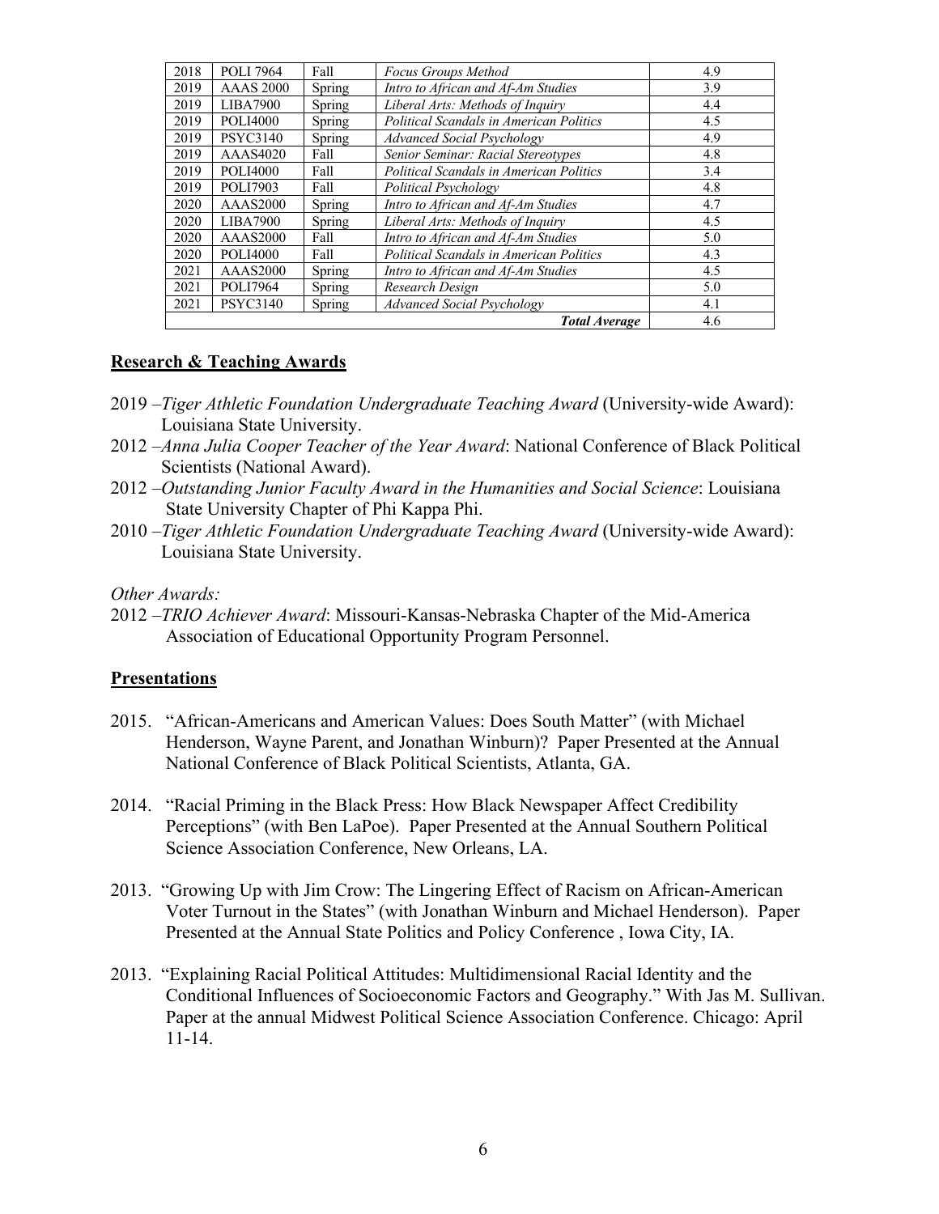| 2018 | POLI 7964 | Fall | *Focus Groups Method* | 4.9 |
|---|---|---|---|---|
| 2019 | AAAS 2000 | Spring | *Intro to African and Af-Am Studies* | 3.9 |
| 2019 | LIBA7900 | Spring | *Liberal Arts: Methods of Inquiry* | 4.4 |
| 2019 | POLI4000 | Spring | *Political Scandals in American Politics* | 4.5 |
| 2019 | PSYC3140 | Spring | *Advanced Social Psychology* | 4.9 |
| 2019 | AAAS4020 | Fall | *Senior Seminar: Racial Stereotypes* | 4.8 |
| 2019 | POLI4000 | Fall | *Political Scandals in American Politics* | 3.4 |
| 2019 | POLI7903 | Fall | *Political Psychology* | 4.8 |
| 2020 | AAAS2000 | Spring | *Intro to African and Af-Am Studies* | 4.7 |
| 2020 | LIBA7900 | Spring | *Liberal Arts: Methods of Inquiry* | 4.5 |
| 2020 | AAAS2000 | Fall | *Intro to African and Af-Am Studies* | 5.0 |
| 2020 | POLI4000 | Fall | *Political Scandals in American Politics* | 4.3 |
| 2021 | AAAS2000 | Spring | *Intro to African and Af-Am Studies* | 4.5 |
| 2021 | POLI7964 | Spring | *Research Design* | 5.0 |
| 2021 | PSYC3140 | Spring | *Advanced Social Psychology* | 4.1 |
| | | | ***Total Average*** | 4.6 |

## Research & Teaching Awards

2019 –*Tiger Athletic Foundation Undergraduate Teaching Award* (University-wide Award): Louisiana State University.

2012 –*Anna Julia Cooper Teacher of the Year Award*: National Conference of Black Political Scientists (National Award).

2012 –*Outstanding Junior Faculty Award in the Humanities and Social Science*: Louisiana State University Chapter of Phi Kappa Phi.

2010 –*Tiger Athletic Foundation Undergraduate Teaching Award* (University-wide Award): Louisiana State University.

*Other Awards:*

2012 –*TRIO Achiever Award*: Missouri-Kansas-Nebraska Chapter of the Mid-America Association of Educational Opportunity Program Personnel.

## Presentations

2015. "African-Americans and American Values: Does South Matter" (with Michael Henderson, Wayne Parent, and Jonathan Winburn)? Paper Presented at the Annual National Conference of Black Political Scientists, Atlanta, GA.

2014. "Racial Priming in the Black Press: How Black Newspaper Affect Credibility Perceptions" (with Ben LaPoe). Paper Presented at the Annual Southern Political Science Association Conference, New Orleans, LA.

2013. "Growing Up with Jim Crow: The Lingering Effect of Racism on African-American Voter Turnout in the States" (with Jonathan Winburn and Michael Henderson). Paper Presented at the Annual State Politics and Policy Conference , Iowa City, IA.

2013. "Explaining Racial Political Attitudes: Multidimensional Racial Identity and the Conditional Influences of Socioeconomic Factors and Geography." With Jas M. Sullivan. Paper at the annual Midwest Political Science Association Conference. Chicago: April 11-14.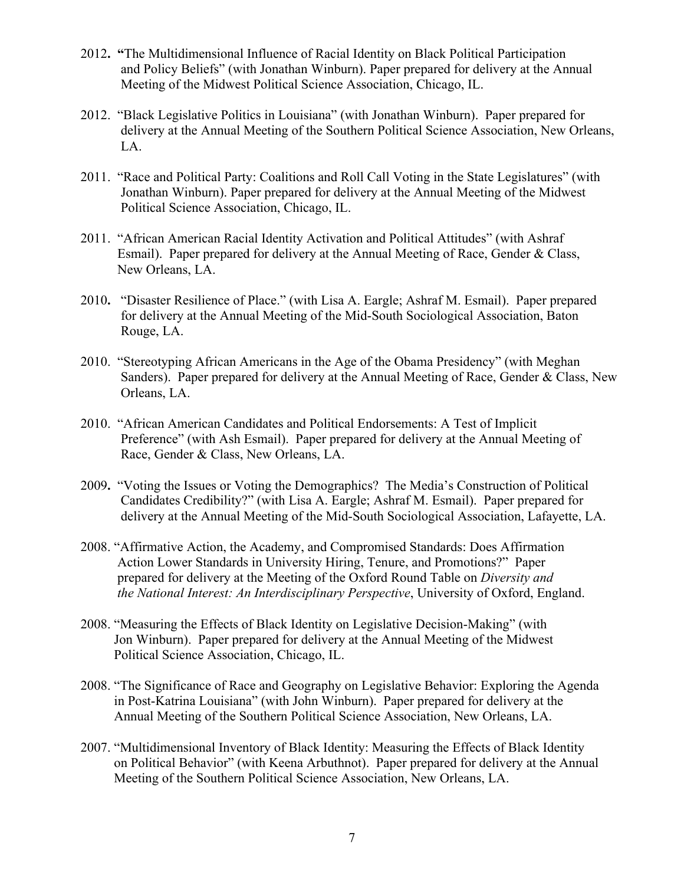2012. "The Multidimensional Influence of Racial Identity on Black Political Participation and Policy Beliefs" (with Jonathan Winburn). Paper prepared for delivery at the Annual Meeting of the Midwest Political Science Association, Chicago, IL.

2012. "Black Legislative Politics in Louisiana" (with Jonathan Winburn). Paper prepared for delivery at the Annual Meeting of the Southern Political Science Association, New Orleans, LA.

2011. "Race and Political Party: Coalitions and Roll Call Voting in the State Legislatures" (with Jonathan Winburn). Paper prepared for delivery at the Annual Meeting of the Midwest Political Science Association, Chicago, IL.

2011. "African American Racial Identity Activation and Political Attitudes" (with Ashraf Esmail). Paper prepared for delivery at the Annual Meeting of Race, Gender & Class, New Orleans, LA.

2010. "Disaster Resilience of Place." (with Lisa A. Eargle; Ashraf M. Esmail). Paper prepared for delivery at the Annual Meeting of the Mid-South Sociological Association, Baton Rouge, LA.

2010. "Stereotyping African Americans in the Age of the Obama Presidency" (with Meghan Sanders). Paper prepared for delivery at the Annual Meeting of Race, Gender & Class, New Orleans, LA.

2010. "African American Candidates and Political Endorsements: A Test of Implicit Preference" (with Ash Esmail). Paper prepared for delivery at the Annual Meeting of Race, Gender & Class, New Orleans, LA.

2009. "Voting the Issues or Voting the Demographics? The Media's Construction of Political Candidates Credibility?" (with Lisa A. Eargle; Ashraf M. Esmail). Paper prepared for delivery at the Annual Meeting of the Mid-South Sociological Association, Lafayette, LA.

2008. "Affirmative Action, the Academy, and Compromised Standards: Does Affirmation Action Lower Standards in University Hiring, Tenure, and Promotions?" Paper prepared for delivery at the Meeting of the Oxford Round Table on *Diversity and the National Interest: An Interdisciplinary Perspective*, University of Oxford, England.

2008. "Measuring the Effects of Black Identity on Legislative Decision-Making" (with Jon Winburn). Paper prepared for delivery at the Annual Meeting of the Midwest Political Science Association, Chicago, IL.

2008. "The Significance of Race and Geography on Legislative Behavior: Exploring the Agenda in Post-Katrina Louisiana" (with John Winburn). Paper prepared for delivery at the Annual Meeting of the Southern Political Science Association, New Orleans, LA.

2007. "Multidimensional Inventory of Black Identity: Measuring the Effects of Black Identity on Political Behavior" (with Keena Arbuthnot). Paper prepared for delivery at the Annual Meeting of the Southern Political Science Association, New Orleans, LA.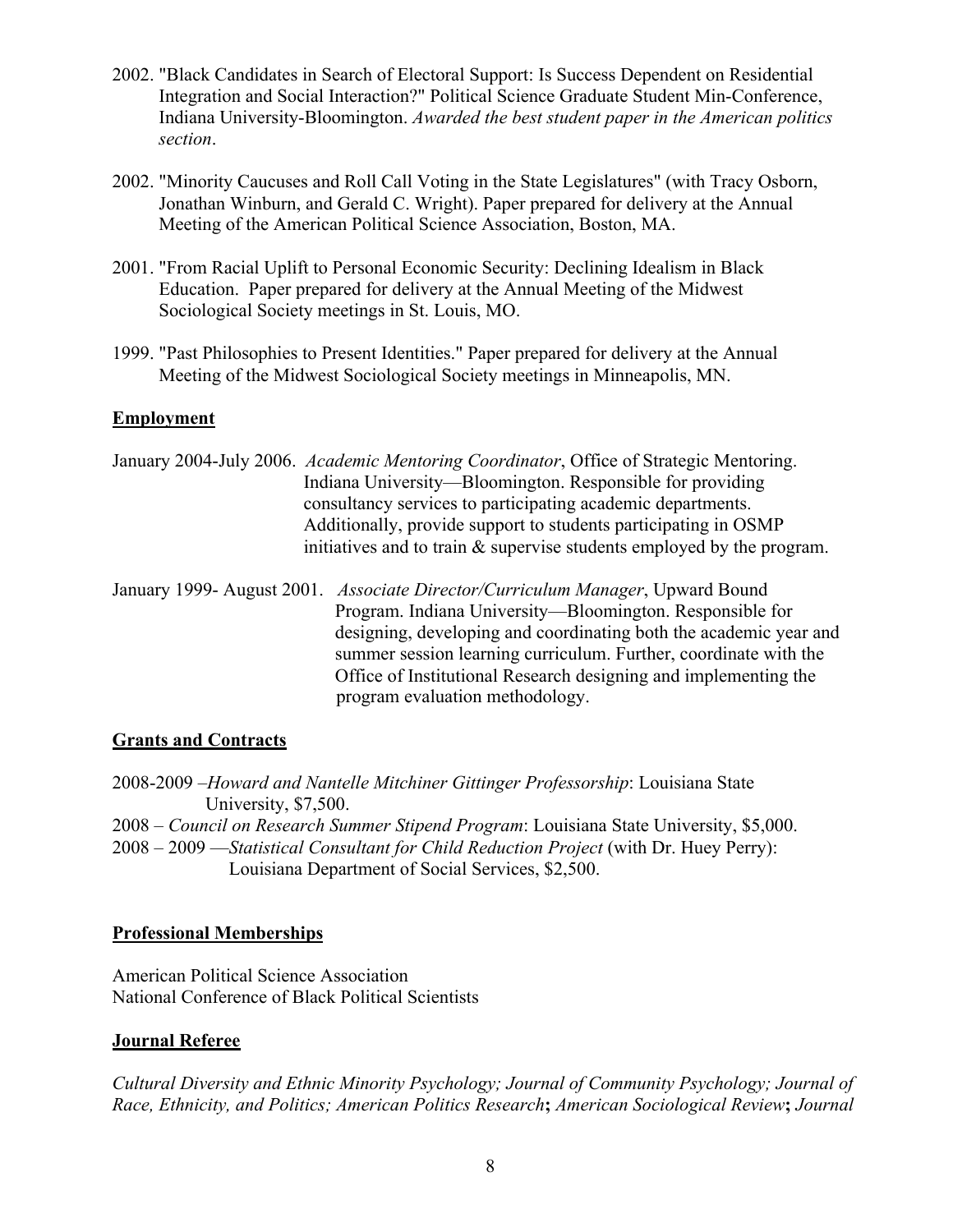2002. "Black Candidates in Search of Electoral Support: Is Success Dependent on Residential Integration and Social Interaction?" Political Science Graduate Student Min-Conference, Indiana University-Bloomington. *Awarded the best student paper in the American politics section*.

2002. "Minority Caucuses and Roll Call Voting in the State Legislatures" (with Tracy Osborn, Jonathan Winburn, and Gerald C. Wright). Paper prepared for delivery at the Annual Meeting of the American Political Science Association, Boston, MA.

2001. "From Racial Uplift to Personal Economic Security: Declining Idealism in Black Education. Paper prepared for delivery at the Annual Meeting of the Midwest Sociological Society meetings in St. Louis, MO.

1999. "Past Philosophies to Present Identities." Paper prepared for delivery at the Annual Meeting of the Midwest Sociological Society meetings in Minneapolis, MN.

## Employment

January 2004-July 2006. *Academic Mentoring Coordinator*, Office of Strategic Mentoring. Indiana University—Bloomington. Responsible for providing consultancy services to participating academic departments. Additionally, provide support to students participating in OSMP initiatives and to train & supervise students employed by the program.

January 1999- August 2001. *Associate Director/Curriculum Manager*, Upward Bound Program. Indiana University—Bloomington. Responsible for designing, developing and coordinating both the academic year and summer session learning curriculum. Further, coordinate with the Office of Institutional Research designing and implementing the program evaluation methodology.

## Grants and Contracts

2008-2009 –*Howard and Nantelle Mitchiner Gittinger Professorship*: Louisiana State University, $7,500.
2008 – *Council on Research Summer Stipend Program*: Louisiana State University, $5,000.
2008 – 2009 —*Statistical Consultant for Child Reduction Project* (with Dr. Huey Perry): Louisiana Department of Social Services, $2,500.

## Professional Memberships

American Political Science Association
National Conference of Black Political Scientists

## Journal Referee

*Cultural Diversity and Ethnic Minority Psychology; Journal of Community Psychology; Journal of Race, Ethnicity, and Politics; American Politics Research*; *American Sociological Review*; *Journal*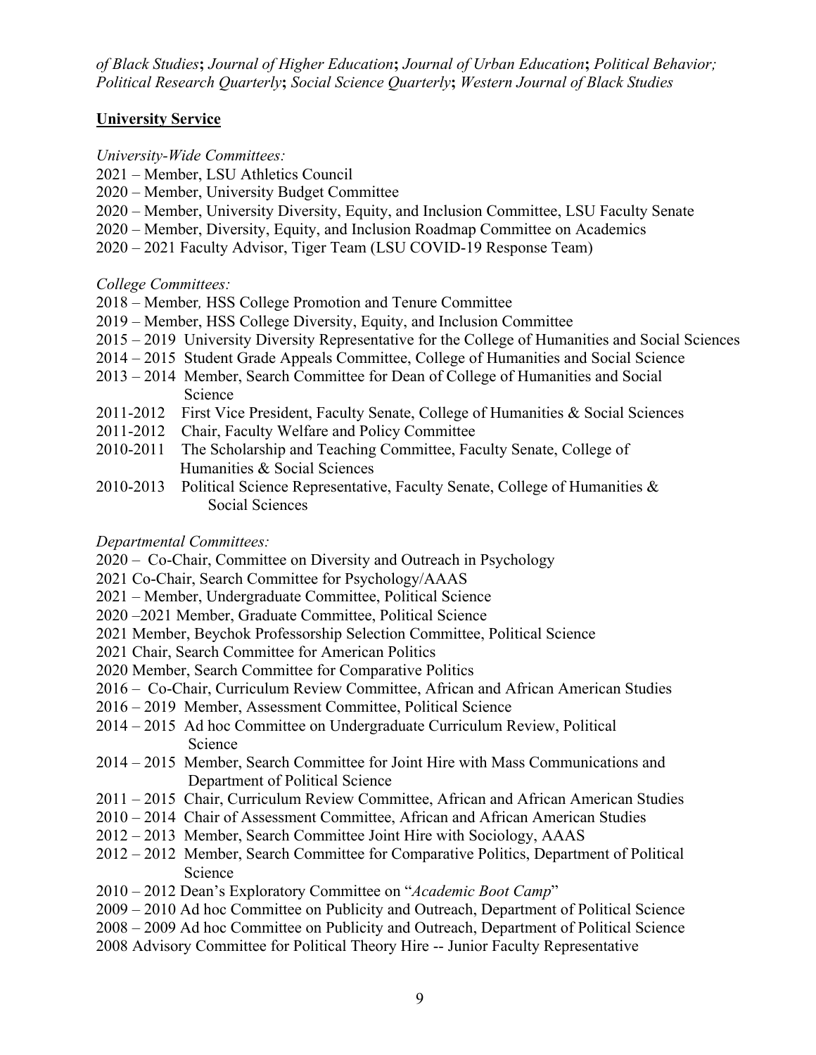*of Black Studies*; *Journal of Higher Education*; *Journal of Urban Education*; *Political Behavior; Political Research Quarterly*; *Social Science Quarterly*; *Western Journal of Black Studies*

## University Service

*University-Wide Committees:*

2021 – Member, LSU Athletics Council
2020 – Member, University Budget Committee
2020 – Member, University Diversity, Equity, and Inclusion Committee, LSU Faculty Senate
2020 – Member, Diversity, Equity, and Inclusion Roadmap Committee on Academics
2020 – 2021 Faculty Advisor, Tiger Team (LSU COVID-19 Response Team)

*College Committees:*

2018 – Member, HSS College Promotion and Tenure Committee
2019 – Member, HSS College Diversity, Equity, and Inclusion Committee
2015 – 2019 University Diversity Representative for the College of Humanities and Social Sciences
2014 – 2015 Student Grade Appeals Committee, College of Humanities and Social Science
2013 – 2014 Member, Search Committee for Dean of College of Humanities and Social Science
2011-2012 First Vice President, Faculty Senate, College of Humanities & Social Sciences
2011-2012 Chair, Faculty Welfare and Policy Committee
2010-2011 The Scholarship and Teaching Committee, Faculty Senate, College of Humanities & Social Sciences
2010-2013 Political Science Representative, Faculty Senate, College of Humanities & Social Sciences

*Departmental Committees:*

2020 – Co-Chair, Committee on Diversity and Outreach in Psychology
2021 Co-Chair, Search Committee for Psychology/AAAS
2021 – Member, Undergraduate Committee, Political Science
2020 –2021 Member, Graduate Committee, Political Science
2021 Member, Beychok Professorship Selection Committee, Political Science
2021 Chair, Search Committee for American Politics
2020 Member, Search Committee for Comparative Politics
2016 – Co-Chair, Curriculum Review Committee, African and African American Studies
2016 – 2019 Member, Assessment Committee, Political Science
2014 – 2015 Ad hoc Committee on Undergraduate Curriculum Review, Political Science
2014 – 2015 Member, Search Committee for Joint Hire with Mass Communications and Department of Political Science
2011 – 2015 Chair, Curriculum Review Committee, African and African American Studies
2010 – 2014 Chair of Assessment Committee, African and African American Studies
2012 – 2013 Member, Search Committee Joint Hire with Sociology, AAAS
2012 – 2012 Member, Search Committee for Comparative Politics, Department of Political Science
2010 – 2012 Dean's Exploratory Committee on "*Academic Boot Camp*"
2009 – 2010 Ad hoc Committee on Publicity and Outreach, Department of Political Science
2008 – 2009 Ad hoc Committee on Publicity and Outreach, Department of Political Science
2008 Advisory Committee for Political Theory Hire -- Junior Faculty Representative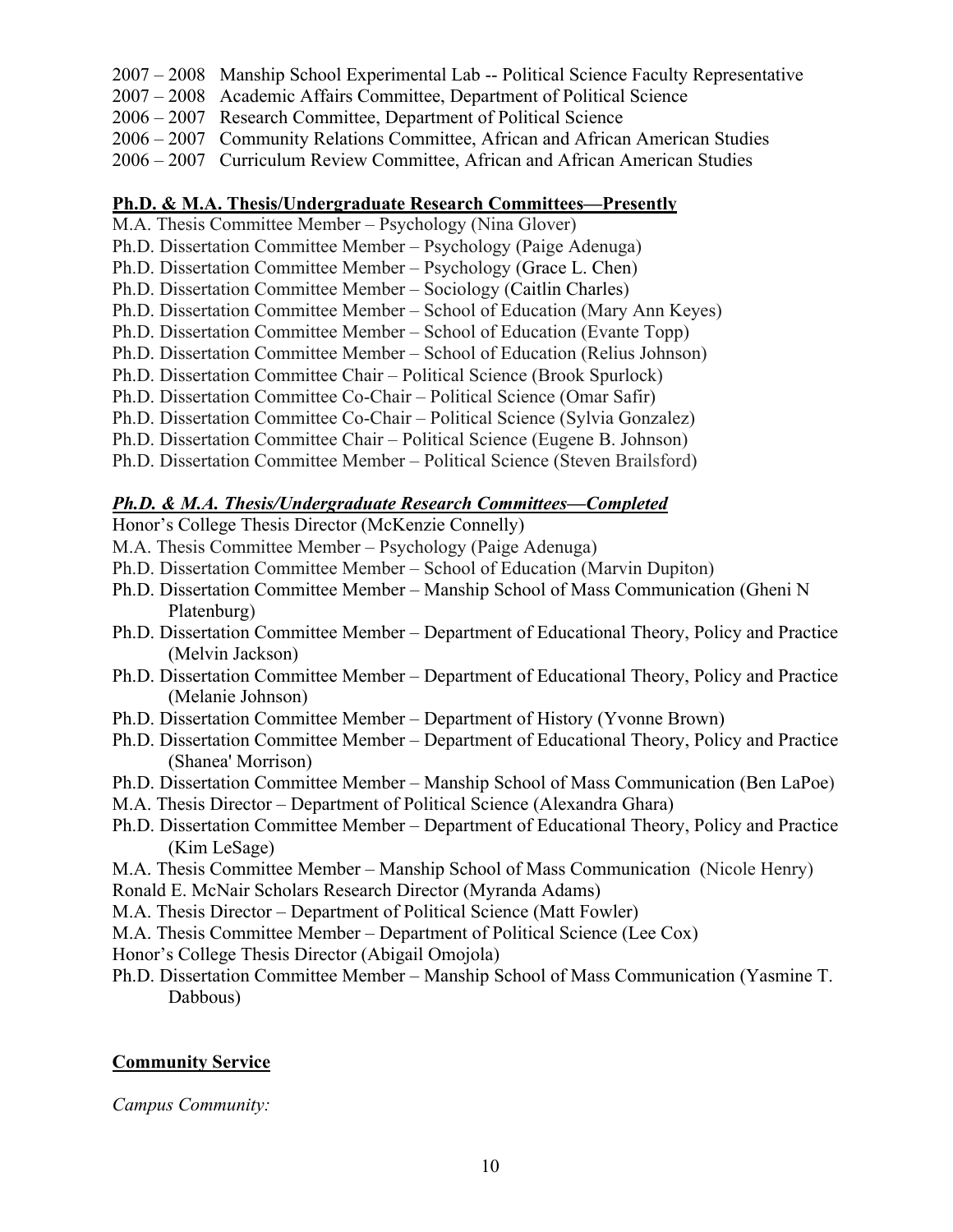2007 – 2008 Manship School Experimental Lab -- Political Science Faculty Representative
2007 – 2008 Academic Affairs Committee, Department of Political Science
2006 – 2007 Research Committee, Department of Political Science
2006 – 2007 Community Relations Committee, African and African American Studies
2006 – 2007 Curriculum Review Committee, African and African American Studies

**Ph.D. & M.A. Thesis/Undergraduate Research Committees—Presently**

M.A. Thesis Committee Member – Psychology (Nina Glover)
Ph.D. Dissertation Committee Member – Psychology (Paige Adenuga)
Ph.D. Dissertation Committee Member – Psychology (Grace L. Chen)
Ph.D. Dissertation Committee Member – Sociology (Caitlin Charles)
Ph.D. Dissertation Committee Member – School of Education (Mary Ann Keyes)
Ph.D. Dissertation Committee Member – School of Education (Evante Topp)
Ph.D. Dissertation Committee Member – School of Education (Relius Johnson)
Ph.D. Dissertation Committee Chair – Political Science (Brook Spurlock)
Ph.D. Dissertation Committee Co-Chair – Political Science (Omar Safir)
Ph.D. Dissertation Committee Co-Chair – Political Science (Sylvia Gonzalez)
Ph.D. Dissertation Committee Chair – Political Science (Eugene B. Johnson)
Ph.D. Dissertation Committee Member – Political Science (Steven Brailsford)

***Ph.D. & M.A. Thesis/Undergraduate Research Committees—Completed***

Honor's College Thesis Director (McKenzie Connelly)
M.A. Thesis Committee Member – Psychology (Paige Adenuga)
Ph.D. Dissertation Committee Member – School of Education (Marvin Dupiton)
Ph.D. Dissertation Committee Member – Manship School of Mass Communication (Gheni N Platenburg)
Ph.D. Dissertation Committee Member – Department of Educational Theory, Policy and Practice (Melvin Jackson)
Ph.D. Dissertation Committee Member – Department of Educational Theory, Policy and Practice (Melanie Johnson)
Ph.D. Dissertation Committee Member – Department of History (Yvonne Brown)
Ph.D. Dissertation Committee Member – Department of Educational Theory, Policy and Practice (Shanea' Morrison)
Ph.D. Dissertation Committee Member – Manship School of Mass Communication (Ben LaPoe)
M.A. Thesis Director – Department of Political Science (Alexandra Ghara)
Ph.D. Dissertation Committee Member – Department of Educational Theory, Policy and Practice (Kim LeSage)
M.A. Thesis Committee Member – Manship School of Mass Communication (Nicole Henry)
Ronald E. McNair Scholars Research Director (Myranda Adams)
M.A. Thesis Director – Department of Political Science (Matt Fowler)
M.A. Thesis Committee Member – Department of Political Science (Lee Cox)
Honor's College Thesis Director (Abigail Omojola)
Ph.D. Dissertation Committee Member – Manship School of Mass Communication (Yasmine T. Dabbous)

**Community Service**

*Campus Community:*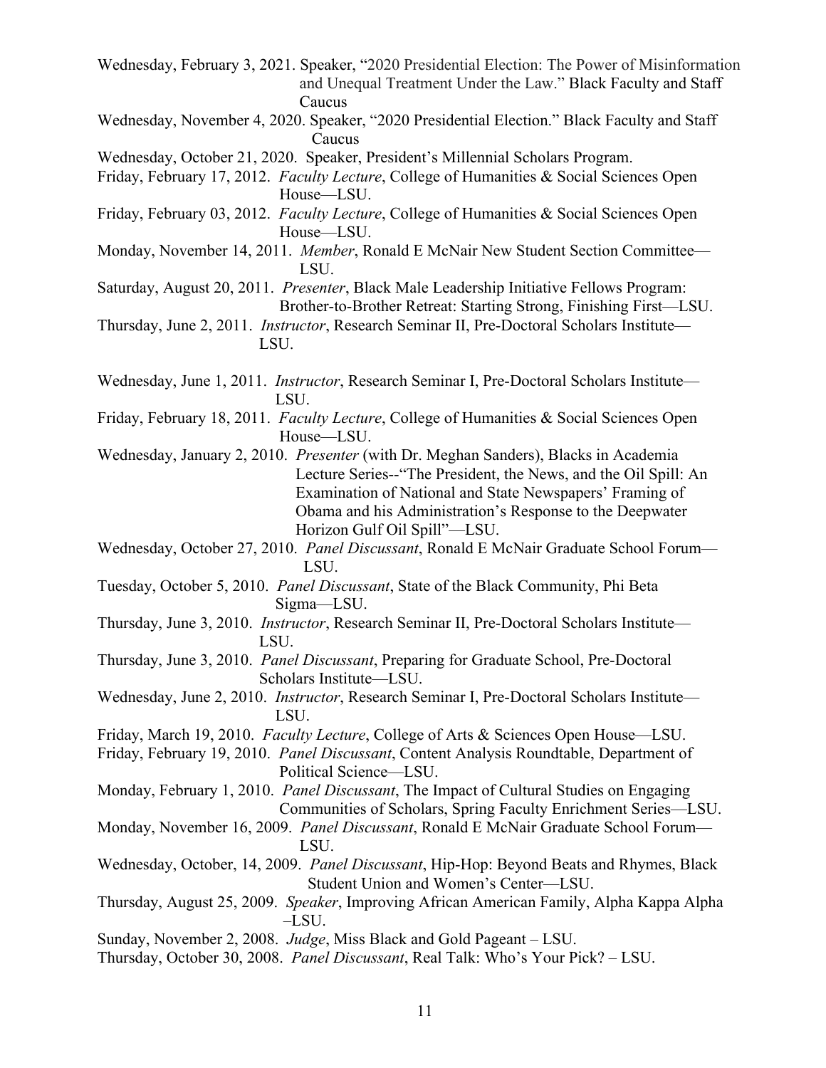Wednesday, February 3, 2021. Speaker, "2020 Presidential Election: The Power of Misinformation and Unequal Treatment Under the Law." Black Faculty and Staff Caucus

Wednesday, November 4, 2020. Speaker, "2020 Presidential Election." Black Faculty and Staff Caucus

Wednesday, October 21, 2020. Speaker, President's Millennial Scholars Program.

Friday, February 17, 2012. *Faculty Lecture*, College of Humanities & Social Sciences Open House—LSU.

Friday, February 03, 2012. *Faculty Lecture*, College of Humanities & Social Sciences Open House—LSU.

Monday, November 14, 2011. *Member*, Ronald E McNair New Student Section Committee—LSU.

Saturday, August 20, 2011. *Presenter*, Black Male Leadership Initiative Fellows Program: Brother-to-Brother Retreat: Starting Strong, Finishing First—LSU.

Thursday, June 2, 2011. *Instructor*, Research Seminar II, Pre-Doctoral Scholars Institute—LSU.

Wednesday, June 1, 2011. *Instructor*, Research Seminar I, Pre-Doctoral Scholars Institute—LSU.

Friday, February 18, 2011. *Faculty Lecture*, College of Humanities & Social Sciences Open House—LSU.

Wednesday, January 2, 2010. *Presenter* (with Dr. Meghan Sanders), Blacks in Academia Lecture Series--"The President, the News, and the Oil Spill: An Examination of National and State Newspapers' Framing of Obama and his Administration's Response to the Deepwater Horizon Gulf Oil Spill"—LSU.

Wednesday, October 27, 2010. *Panel Discussant*, Ronald E McNair Graduate School Forum—LSU.

Tuesday, October 5, 2010. *Panel Discussant*, State of the Black Community, Phi Beta Sigma—LSU.

Thursday, June 3, 2010. *Instructor*, Research Seminar II, Pre-Doctoral Scholars Institute—LSU.

Thursday, June 3, 2010. *Panel Discussant*, Preparing for Graduate School, Pre-Doctoral Scholars Institute—LSU.

Wednesday, June 2, 2010. *Instructor*, Research Seminar I, Pre-Doctoral Scholars Institute—LSU.

Friday, March 19, 2010. *Faculty Lecture*, College of Arts & Sciences Open House—LSU.

Friday, February 19, 2010. *Panel Discussant*, Content Analysis Roundtable, Department of Political Science—LSU.

Monday, February 1, 2010. *Panel Discussant*, The Impact of Cultural Studies on Engaging Communities of Scholars, Spring Faculty Enrichment Series—LSU.

Monday, November 16, 2009. *Panel Discussant*, Ronald E McNair Graduate School Forum—LSU.

Wednesday, October, 14, 2009. *Panel Discussant*, Hip-Hop: Beyond Beats and Rhymes, Black Student Union and Women's Center—LSU.

Thursday, August 25, 2009. *Speaker*, Improving African American Family, Alpha Kappa Alpha –LSU.

Sunday, November 2, 2008. *Judge*, Miss Black and Gold Pageant – LSU.

Thursday, October 30, 2008. *Panel Discussant*, Real Talk: Who's Your Pick? – LSU.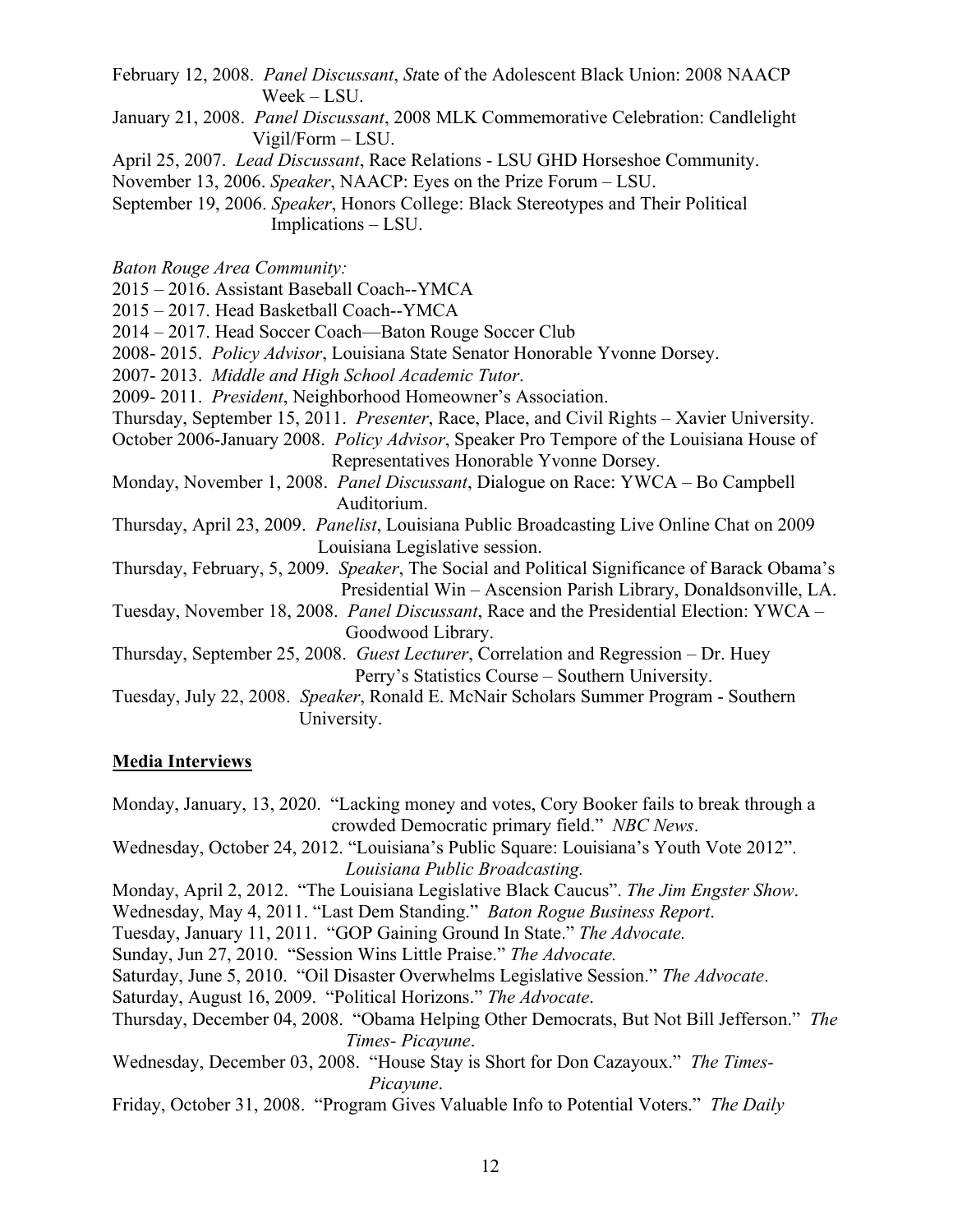February 12, 2008. *Panel Discussant*, *St*ate of the Adolescent Black Union: 2008 NAACP Week – LSU.

January 21, 2008. *Panel Discussant*, 2008 MLK Commemorative Celebration: Candlelight Vigil/Form – LSU.

April 25, 2007. *Lead Discussant*, Race Relations - LSU GHD Horseshoe Community.

November 13, 2006. *Speaker*, NAACP: Eyes on the Prize Forum – LSU.

September 19, 2006. *Speaker*, Honors College: Black Stereotypes and Their Political Implications – LSU.

*Baton Rouge Area Community:*

2015 – 2016. Assistant Baseball Coach--YMCA

2015 – 2017. Head Basketball Coach--YMCA

2014 – 2017. Head Soccer Coach—Baton Rouge Soccer Club

2008- 2015. *Policy Advisor*, Louisiana State Senator Honorable Yvonne Dorsey.

2007- 2013. *Middle and High School Academic Tutor*.

2009- 2011. *President*, Neighborhood Homeowner's Association.

Thursday, September 15, 2011. *Presenter*, Race, Place, and Civil Rights – Xavier University.

October 2006-January 2008. *Policy Advisor*, Speaker Pro Tempore of the Louisiana House of Representatives Honorable Yvonne Dorsey.

Monday, November 1, 2008. *Panel Discussant*, Dialogue on Race: YWCA – Bo Campbell Auditorium.

Thursday, April 23, 2009. *Panelist*, Louisiana Public Broadcasting Live Online Chat on 2009 Louisiana Legislative session.

Thursday, February, 5, 2009. *Speaker*, The Social and Political Significance of Barack Obama's Presidential Win – Ascension Parish Library, Donaldsonville, LA.

Tuesday, November 18, 2008. *Panel Discussant*, Race and the Presidential Election: YWCA – Goodwood Library.

Thursday, September 25, 2008. *Guest Lecturer*, Correlation and Regression – Dr. Huey Perry's Statistics Course – Southern University.

Tuesday, July 22, 2008. *Speaker*, Ronald E. McNair Scholars Summer Program - Southern University.

## Media Interviews

Monday, January, 13, 2020. "Lacking money and votes, Cory Booker fails to break through a crowded Democratic primary field." *NBC News*.

Wednesday, October 24, 2012. "Louisiana's Public Square: Louisiana's Youth Vote 2012". *Louisiana Public Broadcasting.*

Monday, April 2, 2012. "The Louisiana Legislative Black Caucus". *The Jim Engster Show*.

Wednesday, May 4, 2011. "Last Dem Standing." *Baton Rogue Business Report*.

Tuesday, January 11, 2011. "GOP Gaining Ground In State." *The Advocate.*

Sunday, Jun 27, 2010. "Session Wins Little Praise." *The Advocate.*

Saturday, June 5, 2010. "Oil Disaster Overwhelms Legislative Session." *The Advocate*.

Saturday, August 16, 2009. "Political Horizons." *The Advocate*.

Thursday, December 04, 2008. "Obama Helping Other Democrats, But Not Bill Jefferson." *The Times- Picayune*.

Wednesday, December 03, 2008. "House Stay is Short for Don Cazayoux." *The Times-Picayune*.

Friday, October 31, 2008. "Program Gives Valuable Info to Potential Voters." *The Daily*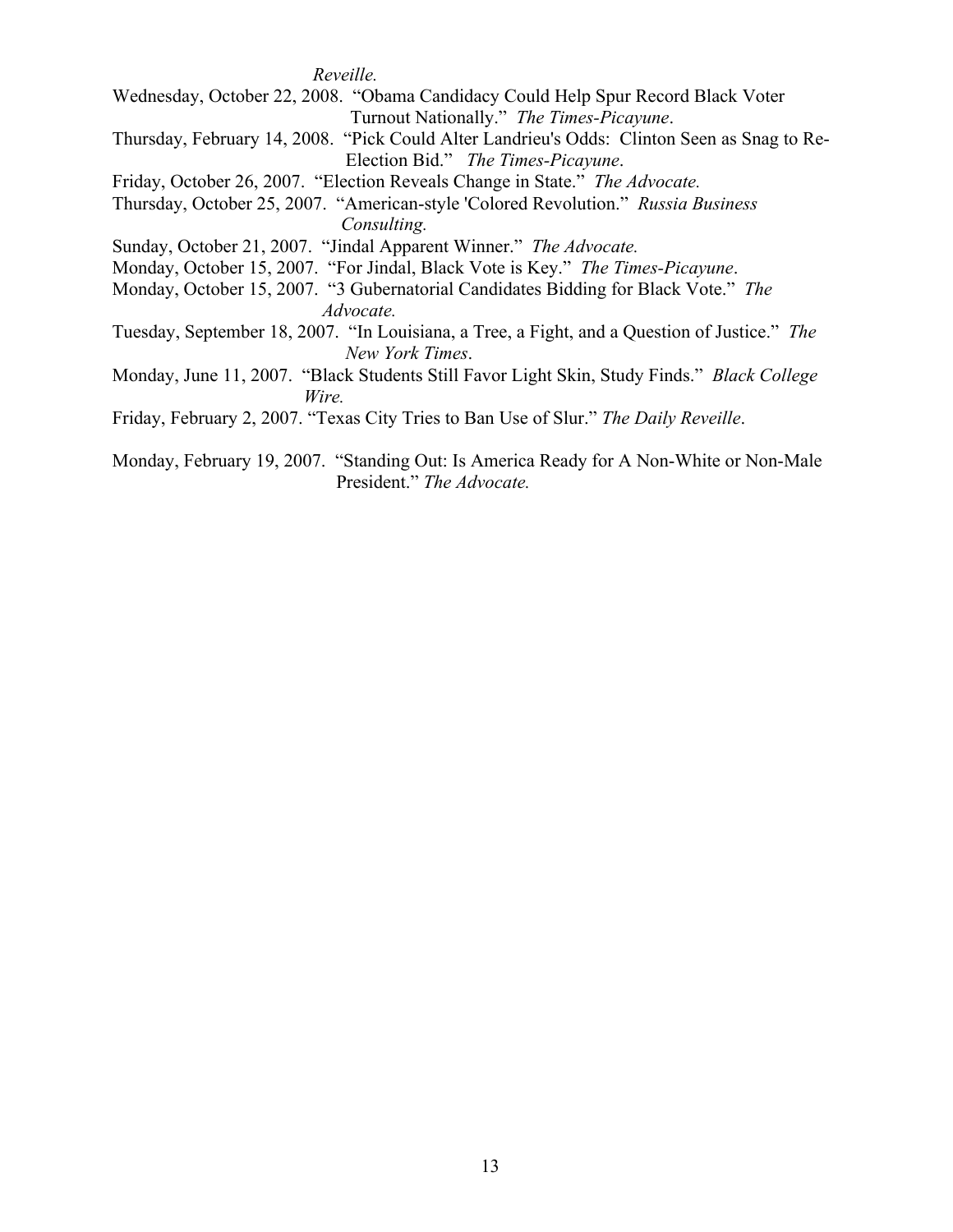*Reveille.*

Wednesday, October 22, 2008. "Obama Candidacy Could Help Spur Record Black Voter Turnout Nationally." *The Times-Picayune*.

Thursday, February 14, 2008. "Pick Could Alter Landrieu's Odds: Clinton Seen as Snag to Re-Election Bid." *The Times-Picayune*.

Friday, October 26, 2007. "Election Reveals Change in State." *The Advocate.*

Thursday, October 25, 2007. "American-style 'Colored Revolution." *Russia Business Consulting.*

Sunday, October 21, 2007. "Jindal Apparent Winner." *The Advocate.*

Monday, October 15, 2007. "For Jindal, Black Vote is Key." *The Times-Picayune*.

Monday, October 15, 2007. "3 Gubernatorial Candidates Bidding for Black Vote." *The Advocate.*

Tuesday, September 18, 2007. "In Louisiana, a Tree, a Fight, and a Question of Justice." *The New York Times*.

Monday, June 11, 2007. "Black Students Still Favor Light Skin, Study Finds." *Black College Wire.*

Friday, February 2, 2007. "Texas City Tries to Ban Use of Slur." *The Daily Reveille*.

Monday, February 19, 2007. "Standing Out: Is America Ready for A Non-White or Non-Male President." *The Advocate.*